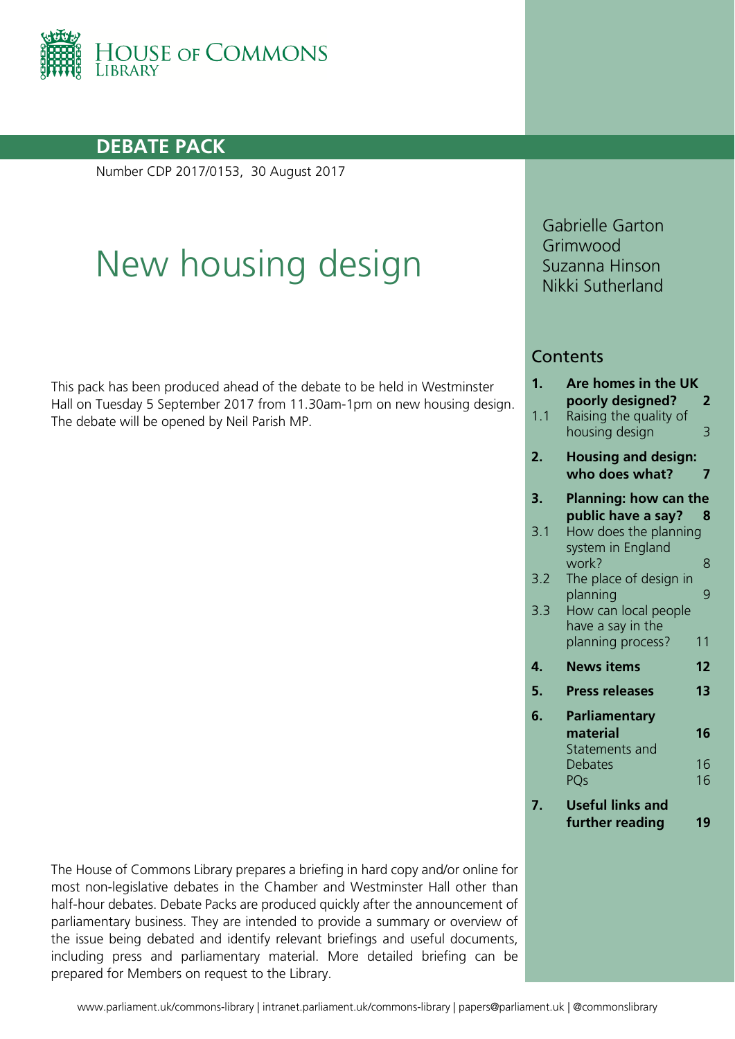HOUSE OF COMMONS
LIBRARY

**DEBATE PACK**

Number CDP 2017/0153, 30 August 2017

# New housing design

Gabrielle Garton Grimwood
Suzanna Hinson
Nikki Sutherland

This pack has been produced ahead of the debate to be held in Westminster Hall on Tuesday 5 September 2017 from 11.30am-1pm on new housing design. The debate will be opened by Neil Parish MP.

## Contents

| | | |
|---|---|---|
| **1.** | **Are homes in the UK poorly designed?** | **2** |
| 1.1 | Raising the quality of housing design | 3 |
| **2.** | **Housing and design: who does what?** | **7** |
| **3.** | **Planning: how can the public have a say?** | **8** |
| 3.1 | How does the planning system in England work? | 8 |
| 3.2 | The place of design in planning | 9 |
| 3.3 | How can local people have a say in the planning process? | 11 |
| **4.** | **News items** | **12** |
| **5.** | **Press releases** | **13** |
| **6.** | **Parliamentary material** | **16** |
| | Statements and Debates | 16 |
| | PQs | 16 |
| **7.** | **Useful links and further reading** | **19** |

The House of Commons Library prepares a briefing in hard copy and/or online for most non-legislative debates in the Chamber and Westminster Hall other than half-hour debates. Debate Packs are produced quickly after the announcement of parliamentary business. They are intended to provide a summary or overview of the issue being debated and identify relevant briefings and useful documents, including press and parliamentary material. More detailed briefing can be prepared for Members on request to the Library.

www.parliament.uk/commons-library | intranet.parliament.uk/commons-library | papers@parliament.uk | @commonslibrary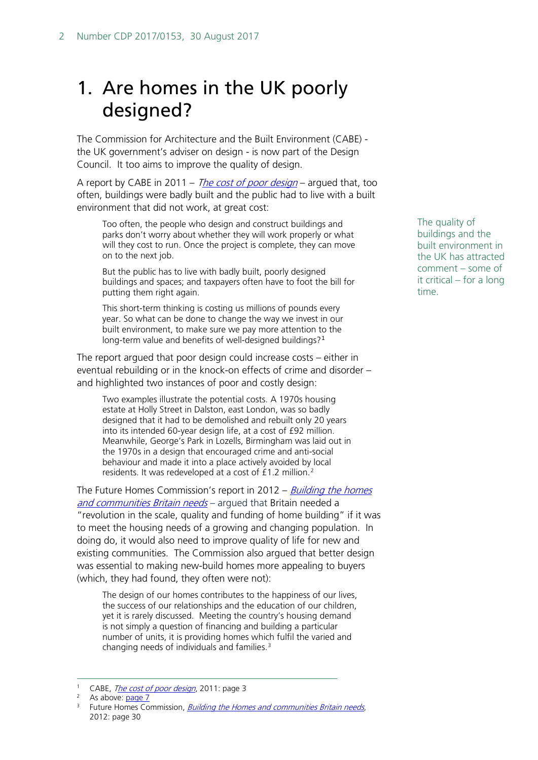# 1. Are homes in the UK poorly designed?

The Commission for Architecture and the Built Environment (CABE) - the UK government's adviser on design - is now part of the Design Council. It too aims to improve the quality of design.

The quality of buildings and the built environment in the UK has attracted comment – some of it critical – for a long time.

A report by CABE in 2011 – *The cost of poor design* – argued that, too often, buildings were badly built and the public had to live with a built environment that did not work, at great cost:

> Too often, the people who design and construct buildings and parks don't worry about whether they will work properly or what will they cost to run. Once the project is complete, they can move on to the next job.
>
> But the public has to live with badly built, poorly designed buildings and spaces; and taxpayers often have to foot the bill for putting them right again.
>
> This short-term thinking is costing us millions of pounds every year. So what can be done to change the way we invest in our built environment, to make sure we pay more attention to the long-term value and benefits of well-designed buildings?[1]

The report argued that poor design could increase costs – either in eventual rebuilding or in the knock-on effects of crime and disorder – and highlighted two instances of poor and costly design:

> Two examples illustrate the potential costs. A 1970s housing estate at Holly Street in Dalston, east London, was so badly designed that it had to be demolished and rebuilt only 20 years into its intended 60-year design life, at a cost of £92 million. Meanwhile, George's Park in Lozells, Birmingham was laid out in the 1970s in a design that encouraged crime and anti-social behaviour and made it into a place actively avoided by local residents. It was redeveloped at a cost of £1.2 million.[2]

The Future Homes Commission's report in 2012 – *Building the homes and communities Britain needs* – argued that Britain needed a "revolution in the scale, quality and funding of home building" if it was to meet the housing needs of a growing and changing population. In doing do, it would also need to improve quality of life for new and existing communities. The Commission also argued that better design was essential to making new-build homes more appealing to buyers (which, they had found, they often were not):

> The design of our homes contributes to the happiness of our lives, the success of our relationships and the education of our children, yet it is rarely discussed. Meeting the country's housing demand is not simply a question of financing and building a particular number of units, it is providing homes which fulfil the varied and changing needs of individuals and families.[3]

---

1 CABE, *The cost of poor design*, 2011: page 3
2 As above: page 7
3 Future Homes Commission, *Building the Homes and communities Britain needs*, 2012: page 30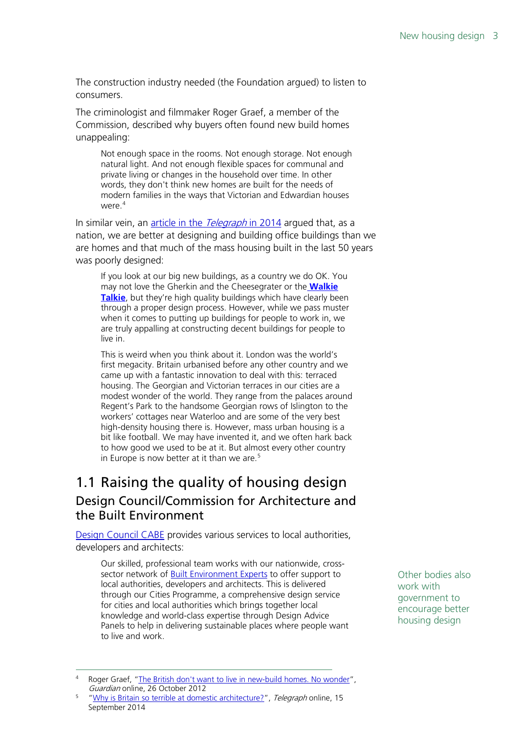The construction industry needed (the Foundation argued) to listen to consumers.

The criminologist and filmmaker Roger Graef, a member of the Commission, described why buyers often found new build homes unappealing:

> Not enough space in the rooms. Not enough storage. Not enough natural light. And not enough flexible spaces for communal and private living or changes in the household over time. In other words, they don't think new homes are built for the needs of modern families in the ways that Victorian and Edwardian houses were.[4]

In similar vein, an article in the *Telegraph* in 2014 argued that, as a nation, we are better at designing and building office buildings than we are homes and that much of the mass housing built in the last 50 years was poorly designed:

> If you look at our big new buildings, as a country we do OK. You may not love the Gherkin and the Cheesegrater or the **Walkie Talkie**, but they're high quality buildings which have clearly been through a proper design process. However, while we pass muster when it comes to putting up buildings for people to work in, we are truly appalling at constructing decent buildings for people to live in.
>
> This is weird when you think about it. London was the world's first megacity. Britain urbanised before any other country and we came up with a fantastic innovation to deal with this: terraced housing. The Georgian and Victorian terraces in our cities are a modest wonder of the world. They range from the palaces around Regent's Park to the handsome Georgian rows of Islington to the workers' cottages near Waterloo and are some of the very best high-density housing there is. However, mass urban housing is a bit like football. We may have invented it, and we often hark back to how good we used to be at it. But almost every other country in Europe is now better at it than we are.[5]

## 1.1 Raising the quality of housing design

### Design Council/Commission for Architecture and the Built Environment

Other bodies also work with government to encourage better housing design

Design Council CABE provides various services to local authorities, developers and architects:

> Our skilled, professional team works with our nationwide, cross-sector network of Built Environment Experts to offer support to local authorities, developers and architects. This is delivered through our Cities Programme, a comprehensive design service for cities and local authorities which brings together local knowledge and world-class expertise through Design Advice Panels to help in delivering sustainable places where people want to live and work.

---

[4] Roger Graef, "The British don't want to live in new-build homes. No wonder", *Guardian* online, 26 October 2012

[5] "Why is Britain so terrible at domestic architecture?", *Telegraph* online, 15 September 2014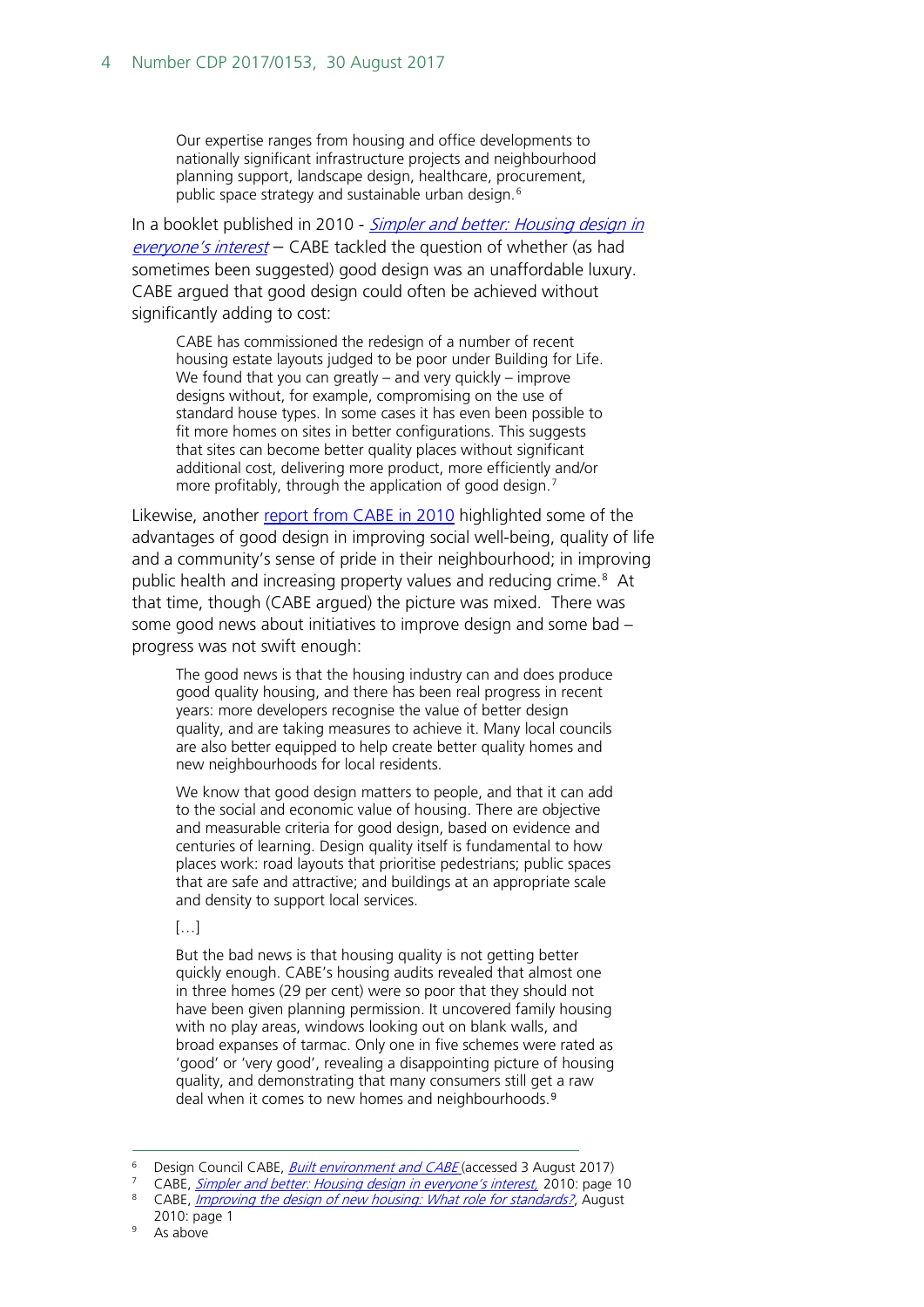> Our expertise ranges from housing and office developments to nationally significant infrastructure projects and neighbourhood planning support, landscape design, healthcare, procurement, public space strategy and sustainable urban design.[6]

In a booklet published in 2010 - *Simpler and better: Housing design in everyone's interest* – CABE tackled the question of whether (as had sometimes been suggested) good design was an unaffordable luxury. CABE argued that good design could often be achieved without significantly adding to cost:

> CABE has commissioned the redesign of a number of recent housing estate layouts judged to be poor under Building for Life. We found that you can greatly – and very quickly – improve designs without, for example, compromising on the use of standard house types. In some cases it has even been possible to fit more homes on sites in better configurations. This suggests that sites can become better quality places without significant additional cost, delivering more product, more efficiently and/or more profitably, through the application of good design.[7]

Likewise, another report from CABE in 2010 highlighted some of the advantages of good design in improving social well-being, quality of life and a community's sense of pride in their neighbourhood; in improving public health and increasing property values and reducing crime.[8] At that time, though (CABE argued) the picture was mixed. There was some good news about initiatives to improve design and some bad – progress was not swift enough:

> The good news is that the housing industry can and does produce good quality housing, and there has been real progress in recent years: more developers recognise the value of better design quality, and are taking measures to achieve it. Many local councils are also better equipped to help create better quality homes and new neighbourhoods for local residents.
>
> We know that good design matters to people, and that it can add to the social and economic value of housing. There are objective and measurable criteria for good design, based on evidence and centuries of learning. Design quality itself is fundamental to how places work: road layouts that prioritise pedestrians; public spaces that are safe and attractive; and buildings at an appropriate scale and density to support local services.
>
> […]
>
> But the bad news is that housing quality is not getting better quickly enough. CABE's housing audits revealed that almost one in three homes (29 per cent) were so poor that they should not have been given planning permission. It uncovered family housing with no play areas, windows looking out on blank walls, and broad expanses of tarmac. Only one in five schemes were rated as 'good' or 'very good', revealing a disappointing picture of housing quality, and demonstrating that many consumers still get a raw deal when it comes to new homes and neighbourhoods.[9]

---

[6] Design Council CABE, *Built environment and CABE* (accessed 3 August 2017)

[7] CABE, *Simpler and better: Housing design in everyone's interest*, 2010: page 10

[8] CABE, *Improving the design of new housing: What role for standards?*, August 2010: page 1

[9] As above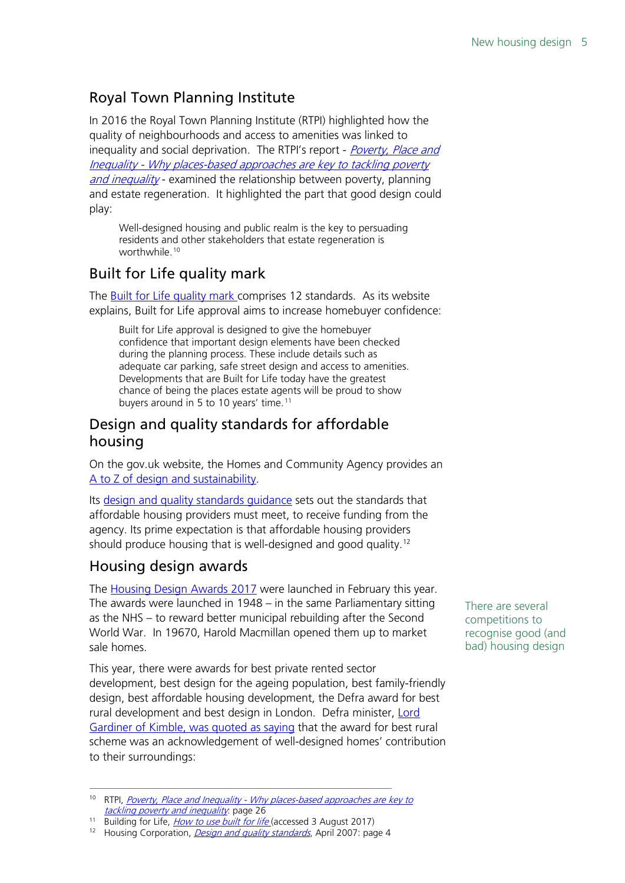## Royal Town Planning Institute

In 2016 the Royal Town Planning Institute (RTPI) highlighted how the quality of neighbourhoods and access to amenities was linked to inequality and social deprivation. The RTPI's report - *Poverty, Place and Inequality - Why places-based approaches are key to tackling poverty and inequality* - examined the relationship between poverty, planning and estate regeneration. It highlighted the part that good design could play:

> Well-designed housing and public realm is the key to persuading residents and other stakeholders that estate regeneration is worthwhile.[10]

## Built for Life quality mark

The Built for Life quality mark comprises 12 standards. As its website explains, Built for Life approval aims to increase homebuyer confidence:

> Built for Life approval is designed to give the homebuyer confidence that important design elements have been checked during the planning process. These include details such as adequate car parking, safe street design and access to amenities. Developments that are Built for Life today have the greatest chance of being the places estate agents will be proud to show buyers around in 5 to 10 years' time.[11]

## Design and quality standards for affordable housing

On the gov.uk website, the Homes and Community Agency provides an A to Z of design and sustainability.

Its design and quality standards guidance sets out the standards that affordable housing providers must meet, to receive funding from the agency. Its prime expectation is that affordable housing providers should produce housing that is well-designed and good quality.[12]

## Housing design awards

There are several competitions to recognise good (and bad) housing design

The Housing Design Awards 2017 were launched in February this year. The awards were launched in 1948 – in the same Parliamentary sitting as the NHS – to reward better municipal rebuilding after the Second World War. In 19670, Harold Macmillan opened them up to market sale homes.

This year, there were awards for best private rented sector development, best design for the ageing population, best family-friendly design, best affordable housing development, the Defra award for best rural development and best design in London. Defra minister, Lord Gardiner of Kimble, was quoted as saying that the award for best rural scheme was an acknowledgement of well-designed homes' contribution to their surroundings:

---

[10] RTPI, *Poverty, Place and Inequality - Why places-based approaches are key to tackling poverty and inequality*: page 26

[11] Building for Life, *How to use built for life* (accessed 3 August 2017)

[12] Housing Corporation, *Design and quality standards*, April 2007: page 4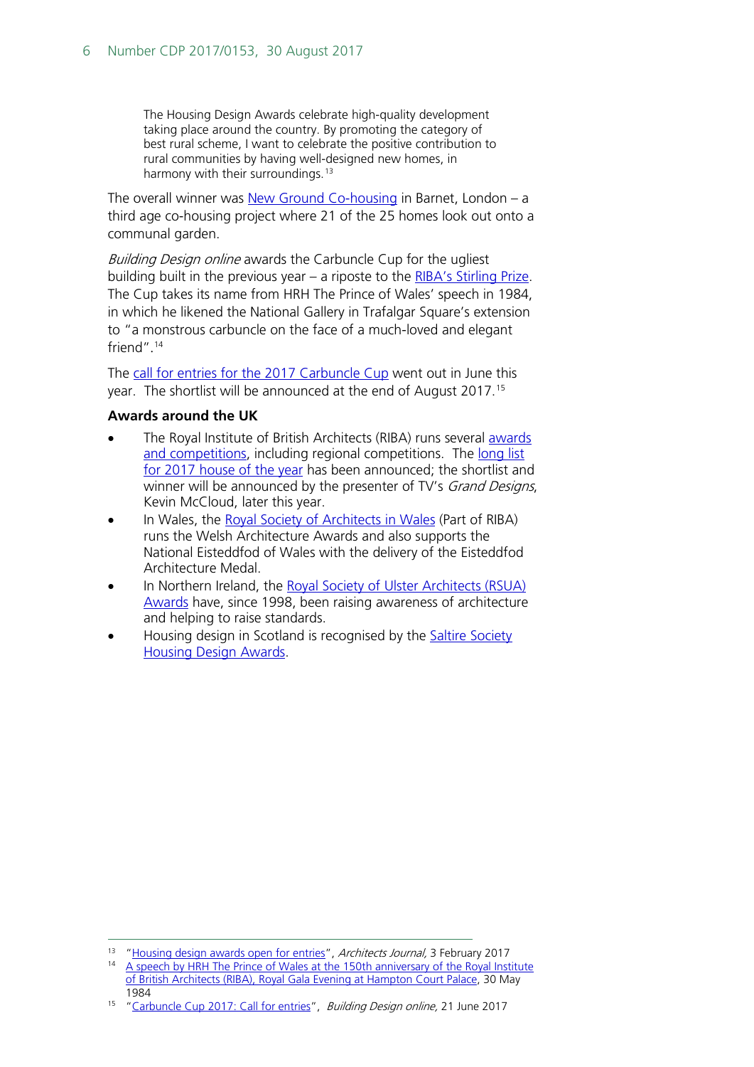> The Housing Design Awards celebrate high-quality development taking place around the country. By promoting the category of best rural scheme, I want to celebrate the positive contribution to rural communities by having well-designed new homes, in harmony with their surroundings.[13]

The overall winner was New Ground Co-housing in Barnet, London – a third age co-housing project where 21 of the 25 homes look out onto a communal garden.

*Building Design online* awards the Carbuncle Cup for the ugliest building built in the previous year – a riposte to the RIBA's Stirling Prize. The Cup takes its name from HRH The Prince of Wales' speech in 1984, in which he likened the National Gallery in Trafalgar Square's extension to "a monstrous carbuncle on the face of a much-loved and elegant friend".[14]

The call for entries for the 2017 Carbuncle Cup went out in June this year. The shortlist will be announced at the end of August 2017.[15]

### Awards around the UK

- The Royal Institute of British Architects (RIBA) runs several awards and competitions, including regional competitions. The long list for 2017 house of the year has been announced; the shortlist and winner will be announced by the presenter of TV's *Grand Designs*, Kevin McCloud, later this year.
- In Wales, the Royal Society of Architects in Wales (Part of RIBA) runs the Welsh Architecture Awards and also supports the National Eisteddfod of Wales with the delivery of the Eisteddfod Architecture Medal.
- In Northern Ireland, the Royal Society of Ulster Architects (RSUA) Awards have, since 1998, been raising awareness of architecture and helping to raise standards.
- Housing design in Scotland is recognised by the Saltire Society Housing Design Awards.

---

[13] "Housing design awards open for entries", *Architects Journal,* 3 February 2017

[14] A speech by HRH The Prince of Wales at the 150th anniversary of the Royal Institute of British Architects (RIBA), Royal Gala Evening at Hampton Court Palace, 30 May 1984

[15] "Carbuncle Cup 2017: Call for entries", *Building Design online,* 21 June 2017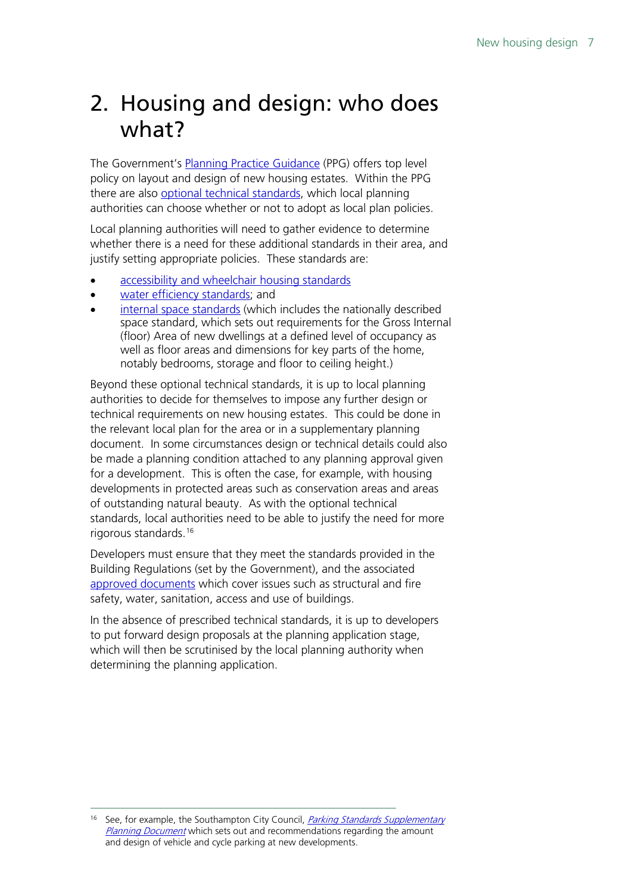# 2. Housing and design: who does what?

The Government's Planning Practice Guidance (PPG) offers top level policy on layout and design of new housing estates. Within the PPG there are also optional technical standards, which local planning authorities can choose whether or not to adopt as local plan policies.

Local planning authorities will need to gather evidence to determine whether there is a need for these additional standards in their area, and justify setting appropriate policies. These standards are:

- accessibility and wheelchair housing standards
- water efficiency standards; and
- internal space standards (which includes the nationally described space standard, which sets out requirements for the Gross Internal (floor) Area of new dwellings at a defined level of occupancy as well as floor areas and dimensions for key parts of the home, notably bedrooms, storage and floor to ceiling height.)

Beyond these optional technical standards, it is up to local planning authorities to decide for themselves to impose any further design or technical requirements on new housing estates. This could be done in the relevant local plan for the area or in a supplementary planning document. In some circumstances design or technical details could also be made a planning condition attached to any planning approval given for a development. This is often the case, for example, with housing developments in protected areas such as conservation areas and areas of outstanding natural beauty. As with the optional technical standards, local authorities need to be able to justify the need for more rigorous standards.[16]

Developers must ensure that they meet the standards provided in the Building Regulations (set by the Government), and the associated approved documents which cover issues such as structural and fire safety, water, sanitation, access and use of buildings.

In the absence of prescribed technical standards, it is up to developers to put forward design proposals at the planning application stage, which will then be scrutinised by the local planning authority when determining the planning application.

---

[16] See, for example, the Southampton City Council, *Parking Standards Supplementary Planning Document* which sets out and recommendations regarding the amount and design of vehicle and cycle parking at new developments.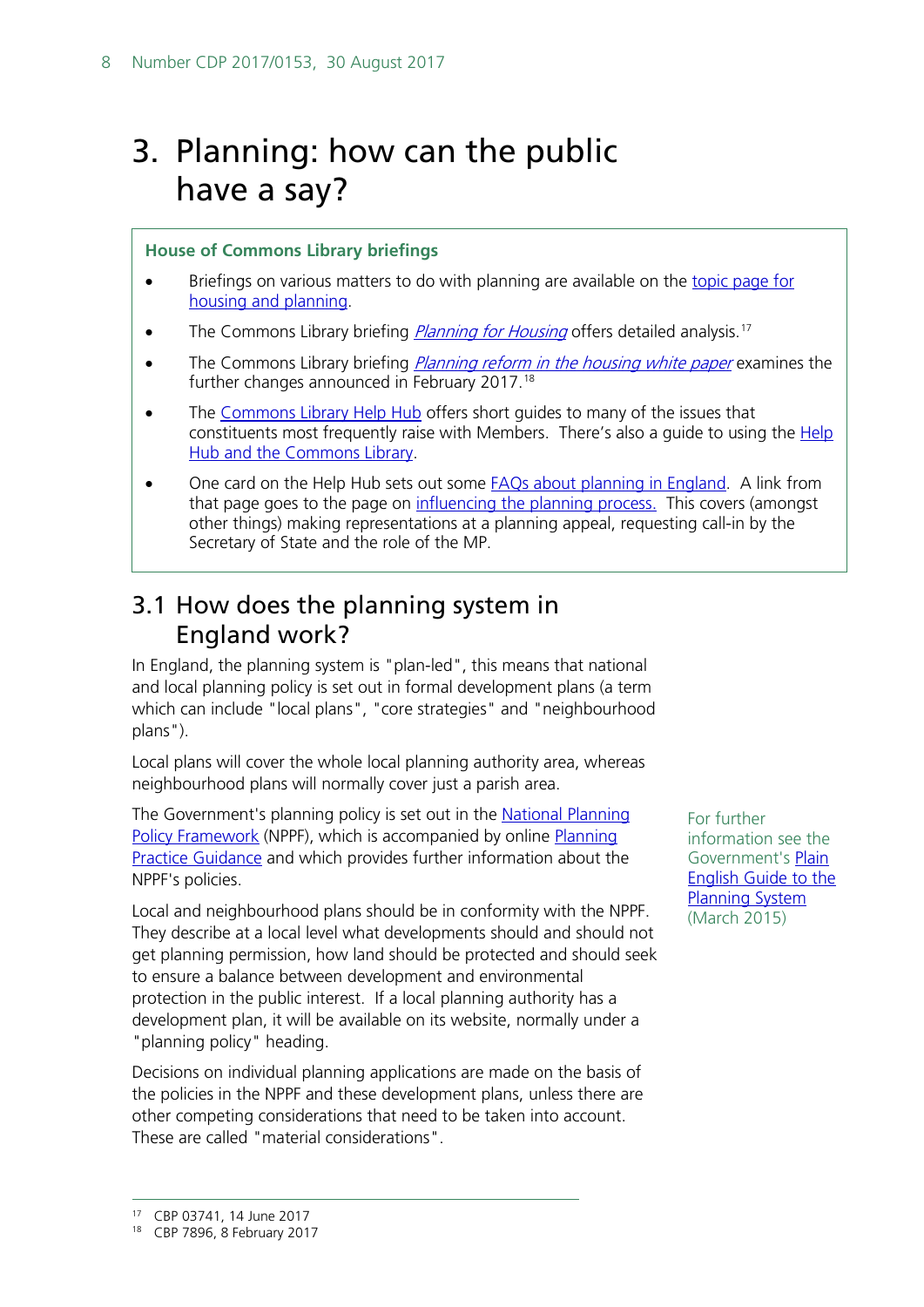# 3. Planning: how can the public have a say?

**House of Commons Library briefings**

- Briefings on various matters to do with planning are available on the topic page for housing and planning.
- The Commons Library briefing *Planning for Housing* offers detailed analysis.[17]
- The Commons Library briefing *Planning reform in the housing white paper* examines the further changes announced in February 2017.[18]
- The Commons Library Help Hub offers short guides to many of the issues that constituents most frequently raise with Members. There's also a guide to using the Help Hub and the Commons Library.
- One card on the Help Hub sets out some FAQs about planning in England. A link from that page goes to the page on influencing the planning process. This covers (amongst other things) making representations at a planning appeal, requesting call-in by the Secretary of State and the role of the MP.

## 3.1 How does the planning system in England work?

In England, the planning system is "plan-led", this means that national and local planning policy is set out in formal development plans (a term which can include "local plans", "core strategies" and "neighbourhood plans").

Local plans will cover the whole local planning authority area, whereas neighbourhood plans will normally cover just a parish area.

The Government's planning policy is set out in the National Planning Policy Framework (NPPF), which is accompanied by online Planning Practice Guidance and which provides further information about the NPPF's policies.

For further information see the Government's Plain English Guide to the Planning System (March 2015)

Local and neighbourhood plans should be in conformity with the NPPF. They describe at a local level what developments should and should not get planning permission, how land should be protected and should seek to ensure a balance between development and environmental protection in the public interest. If a local planning authority has a development plan, it will be available on its website, normally under a "planning policy" heading.

Decisions on individual planning applications are made on the basis of the policies in the NPPF and these development plans, unless there are other competing considerations that need to be taken into account. These are called "material considerations".

[17] CBP 03741, 14 June 2017

[18] CBP 7896, 8 February 2017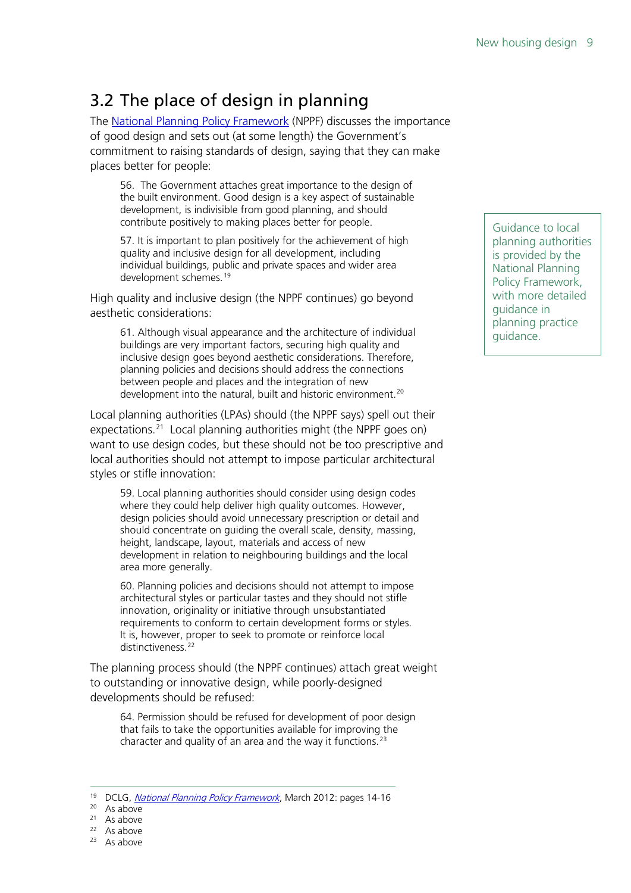## 3.2 The place of design in planning

The National Planning Policy Framework (NPPF) discusses the importance of good design and sets out (at some length) the Government's commitment to raising standards of design, saying that they can make places better for people:

> 56. The Government attaches great importance to the design of the built environment. Good design is a key aspect of sustainable development, is indivisible from good planning, and should contribute positively to making places better for people.
>
> 57. It is important to plan positively for the achievement of high quality and inclusive design for all development, including individual buildings, public and private spaces and wider area development schemes.[19]

Guidance to local planning authorities is provided by the National Planning Policy Framework, with more detailed guidance in planning practice guidance.

High quality and inclusive design (the NPPF continues) go beyond aesthetic considerations:

> 61. Although visual appearance and the architecture of individual buildings are very important factors, securing high quality and inclusive design goes beyond aesthetic considerations. Therefore, planning policies and decisions should address the connections between people and places and the integration of new development into the natural, built and historic environment.[20]

Local planning authorities (LPAs) should (the NPPF says) spell out their expectations.[21] Local planning authorities might (the NPPF goes on) want to use design codes, but these should not be too prescriptive and local authorities should not attempt to impose particular architectural styles or stifle innovation:

> 59. Local planning authorities should consider using design codes where they could help deliver high quality outcomes. However, design policies should avoid unnecessary prescription or detail and should concentrate on guiding the overall scale, density, massing, height, landscape, layout, materials and access of new development in relation to neighbouring buildings and the local area more generally.
>
> 60. Planning policies and decisions should not attempt to impose architectural styles or particular tastes and they should not stifle innovation, originality or initiative through unsubstantiated requirements to conform to certain development forms or styles. It is, however, proper to seek to promote or reinforce local distinctiveness.[22]

The planning process should (the NPPF continues) attach great weight to outstanding or innovative design, while poorly-designed developments should be refused:

> 64. Permission should be refused for development of poor design that fails to take the opportunities available for improving the character and quality of an area and the way it functions.[23]

---

[19] DCLG, *National Planning Policy Framework*, March 2012: pages 14-16
[20] As above
[21] As above
[22] As above
[23] As above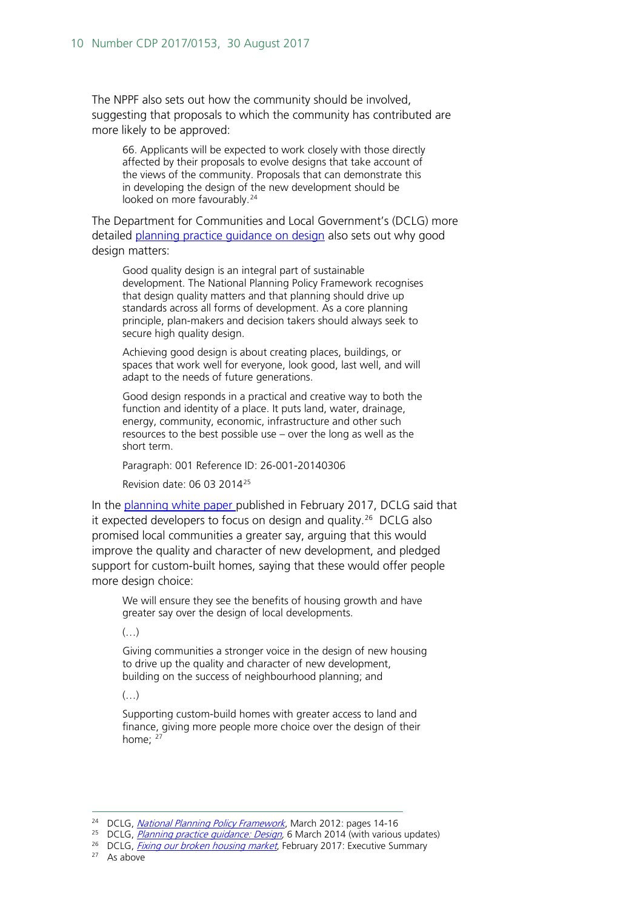The NPPF also sets out how the community should be involved, suggesting that proposals to which the community has contributed are more likely to be approved:

> 66. Applicants will be expected to work closely with those directly affected by their proposals to evolve designs that take account of the views of the community. Proposals that can demonstrate this in developing the design of the new development should be looked on more favourably.[24]

The Department for Communities and Local Government's (DCLG) more detailed planning practice guidance on design also sets out why good design matters:

> Good quality design is an integral part of sustainable development. The National Planning Policy Framework recognises that design quality matters and that planning should drive up standards across all forms of development. As a core planning principle, plan-makers and decision takers should always seek to secure high quality design.
>
> Achieving good design is about creating places, buildings, or spaces that work well for everyone, look good, last well, and will adapt to the needs of future generations.
>
> Good design responds in a practical and creative way to both the function and identity of a place. It puts land, water, drainage, energy, community, economic, infrastructure and other such resources to the best possible use – over the long as well as the short term.
>
> Paragraph: 001 Reference ID: 26-001-20140306
>
> Revision date: 06 03 2014[25]

In the planning white paper published in February 2017, DCLG said that it expected developers to focus on design and quality.[26] DCLG also promised local communities a greater say, arguing that this would improve the quality and character of new development, and pledged support for custom-built homes, saying that these would offer people more design choice:

> We will ensure they see the benefits of housing growth and have greater say over the design of local developments.
>
> (…)
>
> Giving communities a stronger voice in the design of new housing to drive up the quality and character of new development, building on the success of neighbourhood planning; and
>
> (…)
>
> Supporting custom-build homes with greater access to land and finance, giving more people more choice over the design of their home; [27]

---

[24] DCLG, *National Planning Policy Framework*, March 2012: pages 14-16

[25] DCLG, *Planning practice guidance: Design*, 6 March 2014 (with various updates)

[26] DCLG, *Fixing our broken housing market*, February 2017: Executive Summary

[27] As above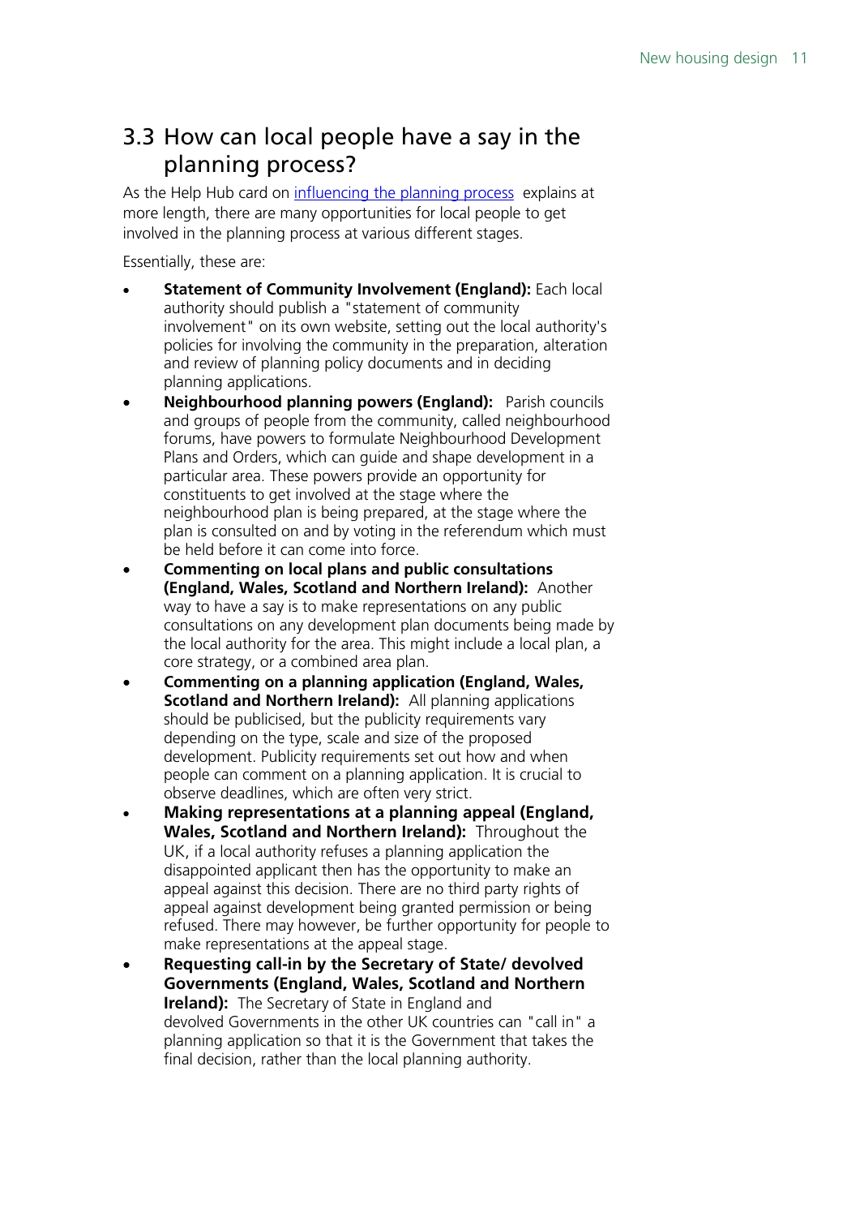## 3.3 How can local people have a say in the planning process?

As the Help Hub card on influencing the planning process explains at more length, there are many opportunities for local people to get involved in the planning process at various different stages.

Essentially, these are:

- **Statement of Community Involvement (England):** Each local authority should publish a "statement of community involvement" on its own website, setting out the local authority's policies for involving the community in the preparation, alteration and review of planning policy documents and in deciding planning applications.
- **Neighbourhood planning powers (England):** Parish councils and groups of people from the community, called neighbourhood forums, have powers to formulate Neighbourhood Development Plans and Orders, which can guide and shape development in a particular area. These powers provide an opportunity for constituents to get involved at the stage where the neighbourhood plan is being prepared, at the stage where the plan is consulted on and by voting in the referendum which must be held before it can come into force.
- **Commenting on local plans and public consultations (England, Wales, Scotland and Northern Ireland):** Another way to have a say is to make representations on any public consultations on any development plan documents being made by the local authority for the area. This might include a local plan, a core strategy, or a combined area plan.
- **Commenting on a planning application (England, Wales, Scotland and Northern Ireland):** All planning applications should be publicised, but the publicity requirements vary depending on the type, scale and size of the proposed development. Publicity requirements set out how and when people can comment on a planning application. It is crucial to observe deadlines, which are often very strict.
- **Making representations at a planning appeal (England, Wales, Scotland and Northern Ireland):** Throughout the UK, if a local authority refuses a planning application the disappointed applicant then has the opportunity to make an appeal against this decision. There are no third party rights of appeal against development being granted permission or being refused. There may however, be further opportunity for people to make representations at the appeal stage.
- **Requesting call-in by the Secretary of State/ devolved Governments (England, Wales, Scotland and Northern Ireland):** The Secretary of State in England and devolved Governments in the other UK countries can "call in" a planning application so that it is the Government that takes the final decision, rather than the local planning authority.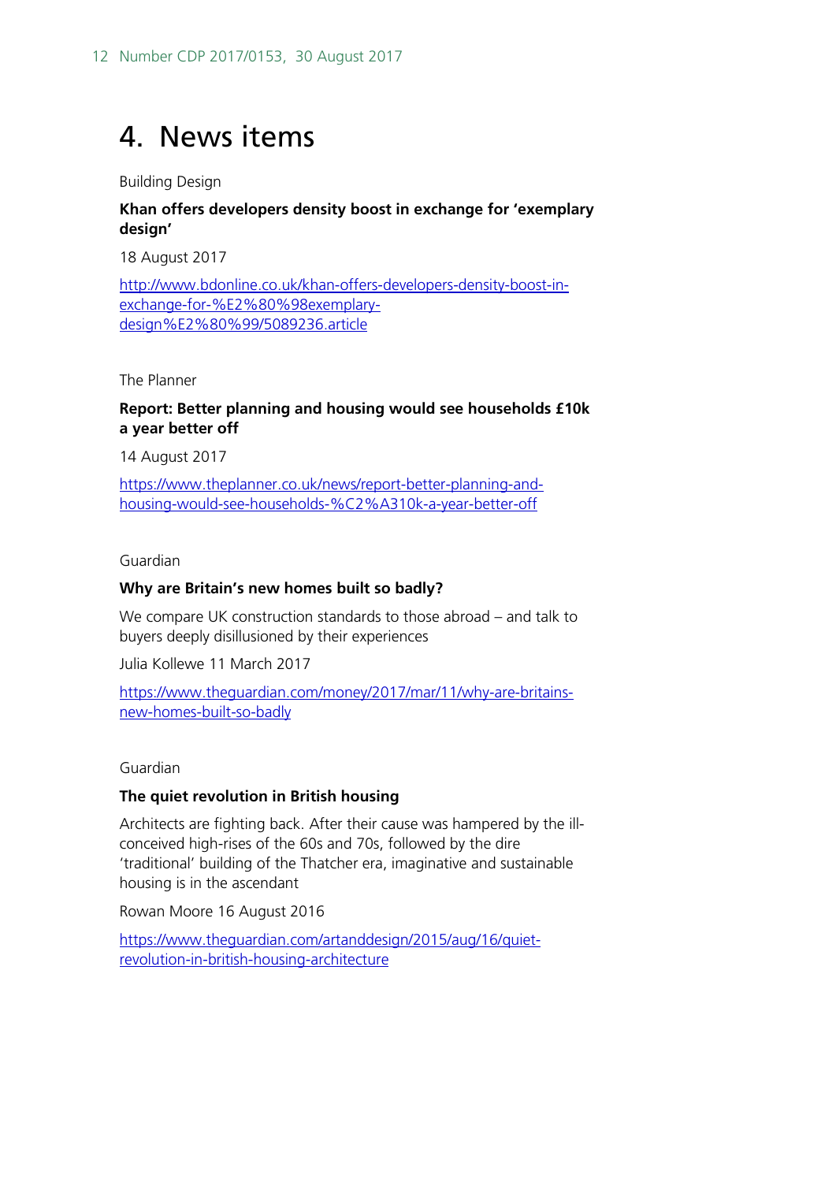# 4. News items

Building Design

**Khan offers developers density boost in exchange for 'exemplary design'**

18 August 2017

http://www.bdonline.co.uk/khan-offers-developers-density-boost-in-exchange-for-%E2%80%98exemplary-design%E2%80%99/5089236.article

The Planner

**Report: Better planning and housing would see households £10k a year better off**

14 August 2017

https://www.theplanner.co.uk/news/report-better-planning-and-housing-would-see-households-%C2%A310k-a-year-better-off

Guardian

**Why are Britain's new homes built so badly?**

We compare UK construction standards to those abroad – and talk to buyers deeply disillusioned by their experiences

Julia Kollewe 11 March 2017

https://www.theguardian.com/money/2017/mar/11/why-are-britains-new-homes-built-so-badly

Guardian

**The quiet revolution in British housing**

Architects are fighting back. After their cause was hampered by the ill-conceived high-rises of the 60s and 70s, followed by the dire 'traditional' building of the Thatcher era, imaginative and sustainable housing is in the ascendant

Rowan Moore 16 August 2016

https://www.theguardian.com/artanddesign/2015/aug/16/quiet-revolution-in-british-housing-architecture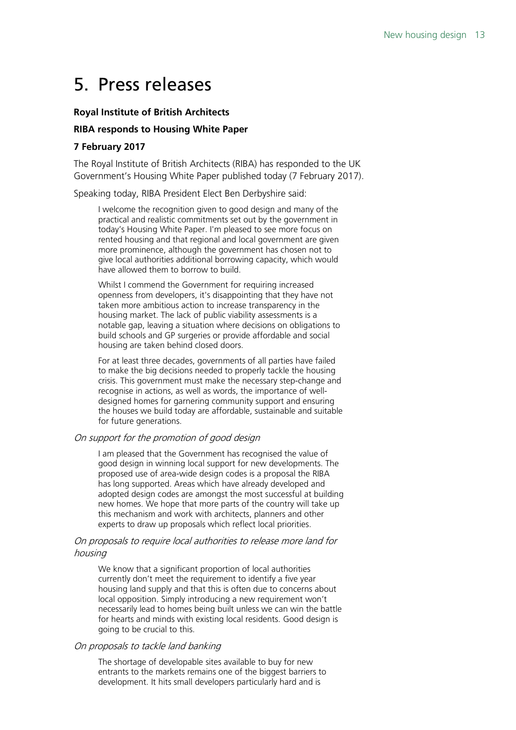# 5. Press releases

**Royal Institute of British Architects**

**RIBA responds to Housing White Paper**

**7 February 2017**

The Royal Institute of British Architects (RIBA) has responded to the UK Government's Housing White Paper published today (7 February 2017).

Speaking today, RIBA President Elect Ben Derbyshire said:

> I welcome the recognition given to good design and many of the practical and realistic commitments set out by the government in today's Housing White Paper. I'm pleased to see more focus on rented housing and that regional and local government are given more prominence, although the government has chosen not to give local authorities additional borrowing capacity, which would have allowed them to borrow to build.
>
> Whilst I commend the Government for requiring increased openness from developers, it's disappointing that they have not taken more ambitious action to increase transparency in the housing market. The lack of public viability assessments is a notable gap, leaving a situation where decisions on obligations to build schools and GP surgeries or provide affordable and social housing are taken behind closed doors.
>
> For at least three decades, governments of all parties have failed to make the big decisions needed to properly tackle the housing crisis. This government must make the necessary step-change and recognise in actions, as well as words, the importance of well-designed homes for garnering community support and ensuring the houses we build today are affordable, sustainable and suitable for future generations.

*On support for the promotion of good design*

> I am pleased that the Government has recognised the value of good design in winning local support for new developments. The proposed use of area-wide design codes is a proposal the RIBA has long supported. Areas which have already developed and adopted design codes are amongst the most successful at building new homes. We hope that more parts of the country will take up this mechanism and work with architects, planners and other experts to draw up proposals which reflect local priorities.

*On proposals to require local authorities to release more land for housing*

> We know that a significant proportion of local authorities currently don't meet the requirement to identify a five year housing land supply and that this is often due to concerns about local opposition. Simply introducing a new requirement won't necessarily lead to homes being built unless we can win the battle for hearts and minds with existing local residents. Good design is going to be crucial to this.

*On proposals to tackle land banking*

> The shortage of developable sites available to buy for new entrants to the markets remains one of the biggest barriers to development. It hits small developers particularly hard and is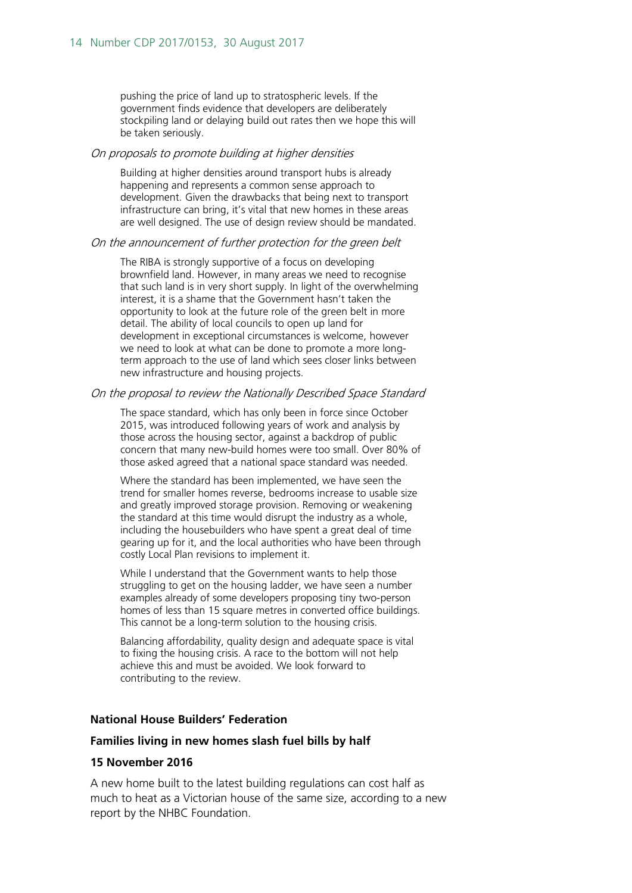pushing the price of land up to stratospheric levels. If the government finds evidence that developers are deliberately stockpiling land or delaying build out rates then we hope this will be taken seriously.

*On proposals to promote building at higher densities*

> Building at higher densities around transport hubs is already happening and represents a common sense approach to development. Given the drawbacks that being next to transport infrastructure can bring, it's vital that new homes in these areas are well designed. The use of design review should be mandated.

*On the announcement of further protection for the green belt*

> The RIBA is strongly supportive of a focus on developing brownfield land. However, in many areas we need to recognise that such land is in very short supply. In light of the overwhelming interest, it is a shame that the Government hasn't taken the opportunity to look at the future role of the green belt in more detail. The ability of local councils to open up land for development in exceptional circumstances is welcome, however we need to look at what can be done to promote a more long-term approach to the use of land which sees closer links between new infrastructure and housing projects.

*On the proposal to review the Nationally Described Space Standard*

> The space standard, which has only been in force since October 2015, was introduced following years of work and analysis by those across the housing sector, against a backdrop of public concern that many new-build homes were too small. Over 80% of those asked agreed that a national space standard was needed.
>
> Where the standard has been implemented, we have seen the trend for smaller homes reverse, bedrooms increase to usable size and greatly improved storage provision. Removing or weakening the standard at this time would disrupt the industry as a whole, including the housebuilders who have spent a great deal of time gearing up for it, and the local authorities who have been through costly Local Plan revisions to implement it.
>
> While I understand that the Government wants to help those struggling to get on the housing ladder, we have seen a number examples already of some developers proposing tiny two-person homes of less than 15 square metres in converted office buildings. This cannot be a long-term solution to the housing crisis.
>
> Balancing affordability, quality design and adequate space is vital to fixing the housing crisis. A race to the bottom will not help achieve this and must be avoided. We look forward to contributing to the review.

**National House Builders' Federation**

**Families living in new homes slash fuel bills by half**

**15 November 2016**

A new home built to the latest building regulations can cost half as much to heat as a Victorian house of the same size, according to a new report by the NHBC Foundation.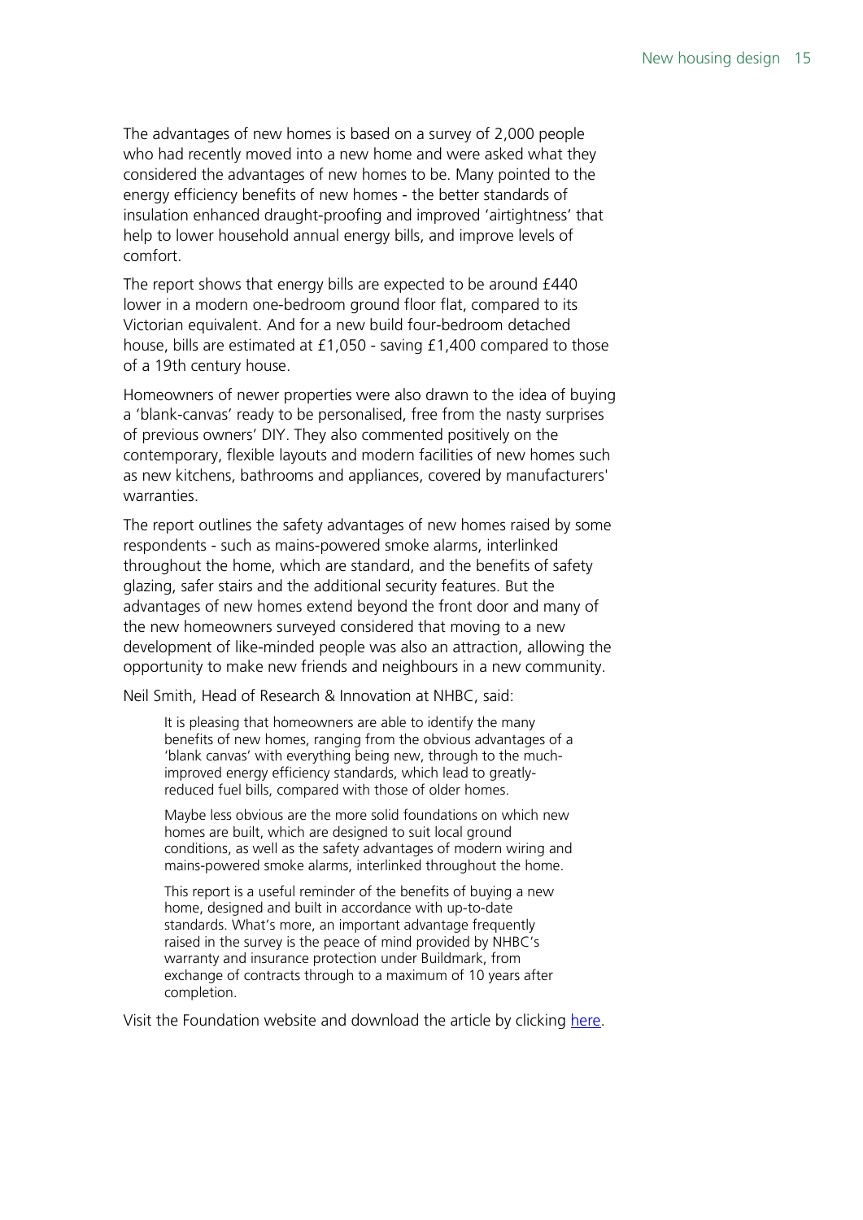The advantages of new homes is based on a survey of 2,000 people who had recently moved into a new home and were asked what they considered the advantages of new homes to be. Many pointed to the energy efficiency benefits of new homes - the better standards of insulation enhanced draught-proofing and improved 'airtightness' that help to lower household annual energy bills, and improve levels of comfort.

The report shows that energy bills are expected to be around £440 lower in a modern one-bedroom ground floor flat, compared to its Victorian equivalent. And for a new build four-bedroom detached house, bills are estimated at £1,050 - saving £1,400 compared to those of a 19th century house.

Homeowners of newer properties were also drawn to the idea of buying a 'blank-canvas' ready to be personalised, free from the nasty surprises of previous owners' DIY. They also commented positively on the contemporary, flexible layouts and modern facilities of new homes such as new kitchens, bathrooms and appliances, covered by manufacturers' warranties.

The report outlines the safety advantages of new homes raised by some respondents - such as mains-powered smoke alarms, interlinked throughout the home, which are standard, and the benefits of safety glazing, safer stairs and the additional security features. But the advantages of new homes extend beyond the front door and many of the new homeowners surveyed considered that moving to a new development of like-minded people was also an attraction, allowing the opportunity to make new friends and neighbours in a new community.

Neil Smith, Head of Research & Innovation at NHBC, said:

> It is pleasing that homeowners are able to identify the many benefits of new homes, ranging from the obvious advantages of a 'blank canvas' with everything being new, through to the much-improved energy efficiency standards, which lead to greatly-reduced fuel bills, compared with those of older homes.
>
> Maybe less obvious are the more solid foundations on which new homes are built, which are designed to suit local ground conditions, as well as the safety advantages of modern wiring and mains-powered smoke alarms, interlinked throughout the home.
>
> This report is a useful reminder of the benefits of buying a new home, designed and built in accordance with up-to-date standards. What's more, an important advantage frequently raised in the survey is the peace of mind provided by NHBC's warranty and insurance protection under Buildmark, from exchange of contracts through to a maximum of 10 years after completion.

Visit the Foundation website and download the article by clicking here.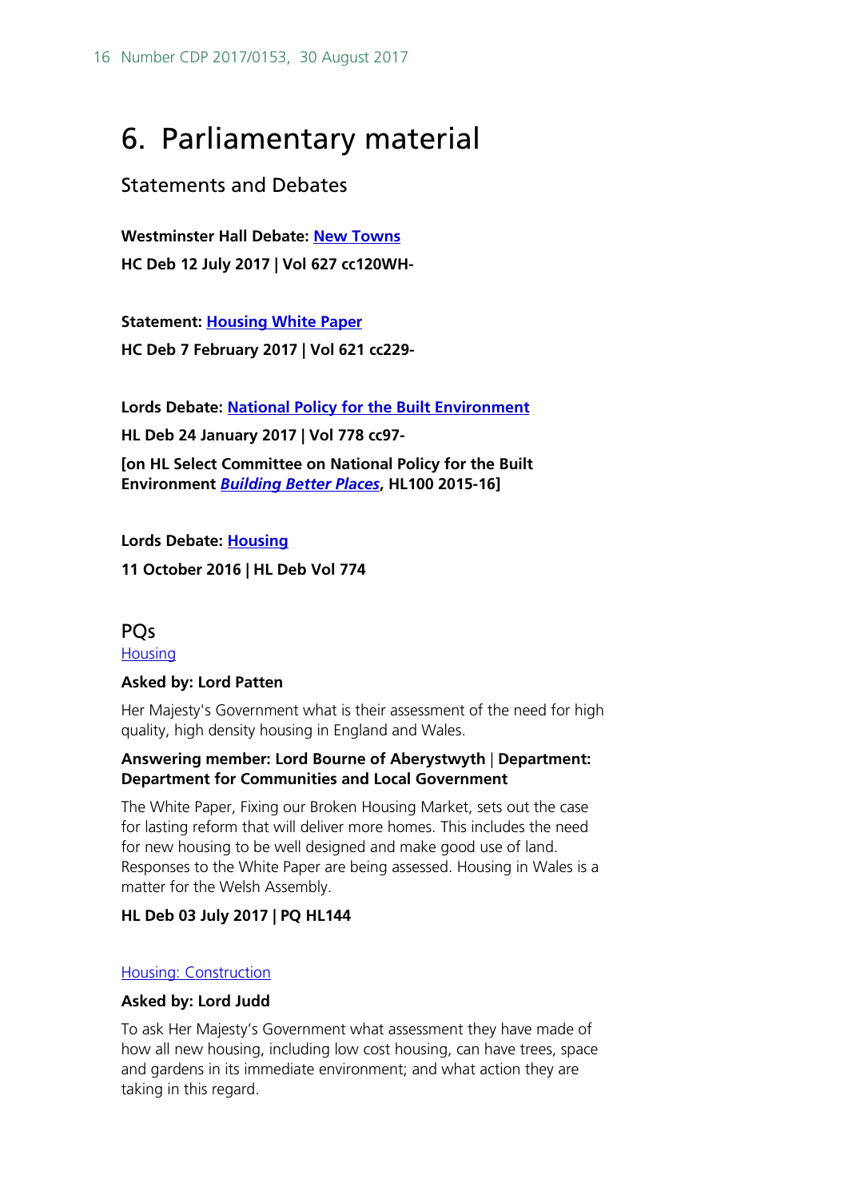# 6. Parliamentary material

## Statements and Debates

**Westminster Hall Debate: New Towns**

**HC Deb 12 July 2017 | Vol 627 cc120WH-**

**Statement: Housing White Paper**

**HC Deb 7 February 2017 | Vol 621 cc229-**

**Lords Debate: National Policy for the Built Environment**

**HL Deb 24 January 2017 | Vol 778 cc97-**

**[on HL Select Committee on National Policy for the Built Environment *Building Better Places*, HL100 2015-16]**

**Lords Debate: Housing**

**11 October 2016 | HL Deb Vol 774**

## PQs

Housing

**Asked by: Lord Patten**

Her Majesty's Government what is their assessment of the need for high quality, high density housing in England and Wales.

**Answering member: Lord Bourne of Aberystwyth** | **Department: Department for Communities and Local Government**

The White Paper, Fixing our Broken Housing Market, sets out the case for lasting reform that will deliver more homes. This includes the need for new housing to be well designed and make good use of land. Responses to the White Paper are being assessed. Housing in Wales is a matter for the Welsh Assembly.

**HL Deb 03 July 2017 | PQ HL144**

Housing: Construction

**Asked by: Lord Judd**

To ask Her Majesty's Government what assessment they have made of how all new housing, including low cost housing, can have trees, space and gardens in its immediate environment; and what action they are taking in this regard.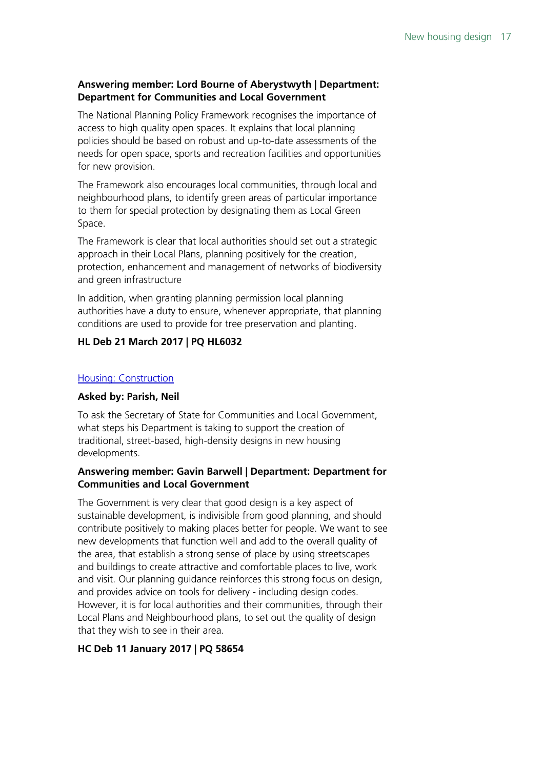**Answering member: Lord Bourne of Aberystwyth | Department: Department for Communities and Local Government**

The National Planning Policy Framework recognises the importance of access to high quality open spaces. It explains that local planning policies should be based on robust and up-to-date assessments of the needs for open space, sports and recreation facilities and opportunities for new provision.

The Framework also encourages local communities, through local and neighbourhood plans, to identify green areas of particular importance to them for special protection by designating them as Local Green Space.

The Framework is clear that local authorities should set out a strategic approach in their Local Plans, planning positively for the creation, protection, enhancement and management of networks of biodiversity and green infrastructure

In addition, when granting planning permission local planning authorities have a duty to ensure, whenever appropriate, that planning conditions are used to provide for tree preservation and planting.

**HL Deb 21 March 2017 | PQ HL6032**

Housing: Construction

**Asked by: Parish, Neil**

To ask the Secretary of State for Communities and Local Government, what steps his Department is taking to support the creation of traditional, street-based, high-density designs in new housing developments.

**Answering member: Gavin Barwell | Department: Department for Communities and Local Government**

The Government is very clear that good design is a key aspect of sustainable development, is indivisible from good planning, and should contribute positively to making places better for people. We want to see new developments that function well and add to the overall quality of the area, that establish a strong sense of place by using streetscapes and buildings to create attractive and comfortable places to live, work and visit. Our planning guidance reinforces this strong focus on design, and provides advice on tools for delivery - including design codes. However, it is for local authorities and their communities, through their Local Plans and Neighbourhood plans, to set out the quality of design that they wish to see in their area.

**HC Deb 11 January 2017 | PQ 58654**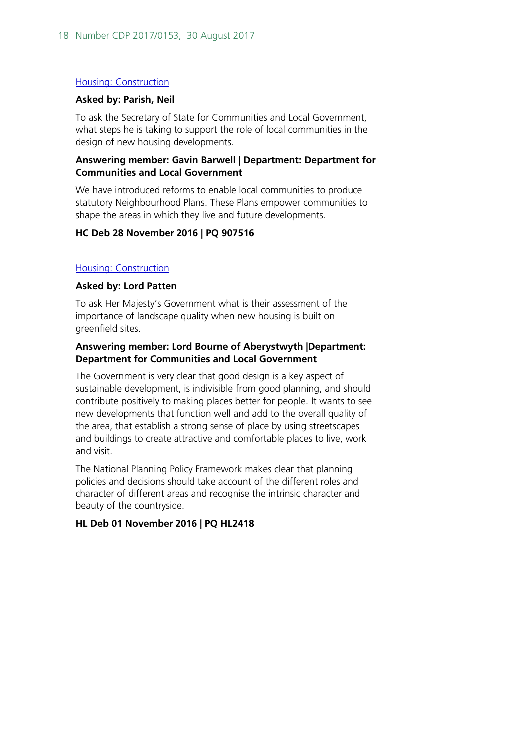[Housing: Construction]

**Asked by: Parish, Neil**

To ask the Secretary of State for Communities and Local Government, what steps he is taking to support the role of local communities in the design of new housing developments.

**Answering member: Gavin Barwell | Department: Department for Communities and Local Government**

We have introduced reforms to enable local communities to produce statutory Neighbourhood Plans. These Plans empower communities to shape the areas in which they live and future developments.

**HC Deb 28 November 2016 | PQ 907516**

[Housing: Construction]

**Asked by: Lord Patten**

To ask Her Majesty's Government what is their assessment of the importance of landscape quality when new housing is built on greenfield sites.

**Answering member: Lord Bourne of Aberystwyth |Department: Department for Communities and Local Government**

The Government is very clear that good design is a key aspect of sustainable development, is indivisible from good planning, and should contribute positively to making places better for people. It wants to see new developments that function well and add to the overall quality of the area, that establish a strong sense of place by using streetscapes and buildings to create attractive and comfortable places to live, work and visit.

The National Planning Policy Framework makes clear that planning policies and decisions should take account of the different roles and character of different areas and recognise the intrinsic character and beauty of the countryside.

**HL Deb 01 November 2016 | PQ HL2418**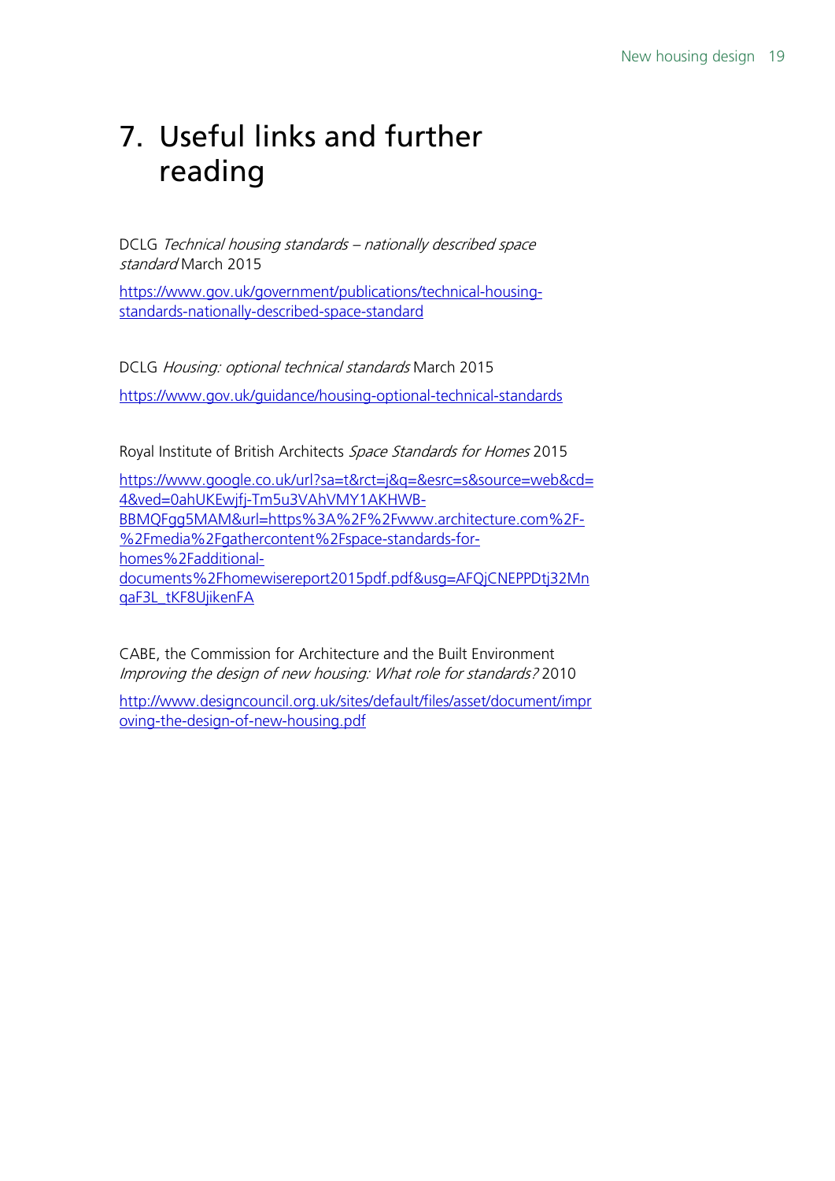# 7. Useful links and further reading

DCLG *Technical housing standards – nationally described space standard* March 2015

https://www.gov.uk/government/publications/technical-housing-standards-nationally-described-space-standard

DCLG *Housing: optional technical standards* March 2015

https://www.gov.uk/guidance/housing-optional-technical-standards

Royal Institute of British Architects *Space Standards for Homes* 2015

https://www.google.co.uk/url?sa=t&rct=j&q=&esrc=s&source=web&cd=4&ved=0ahUKEwjfj-Tm5u3VAhVMY1AKHWB-BBMQFgg5MAM&url=https%3A%2F%2Fwww.architecture.com%2F-%2Fmedia%2Fgathercontent%2Fspace-standards-for-homes%2Fadditional-documents%2Fhomewisereport2015pdf.pdf&usg=AFQjCNEPPDtj32MnqaF3L_tKF8UjikenFA

CABE, the Commission for Architecture and the Built Environment *Improving the design of new housing: What role for standards?* 2010

http://www.designcouncil.org.uk/sites/default/files/asset/document/improving-the-design-of-new-housing.pdf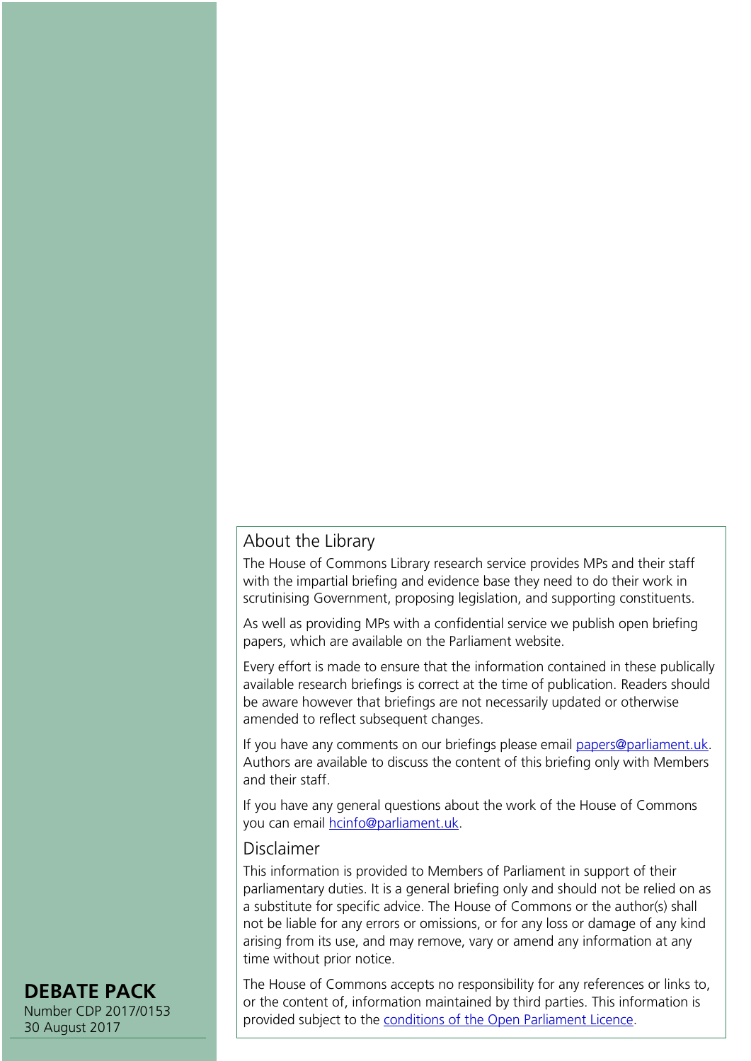## About the Library

The House of Commons Library research service provides MPs and their staff with the impartial briefing and evidence base they need to do their work in scrutinising Government, proposing legislation, and supporting constituents.

As well as providing MPs with a confidential service we publish open briefing papers, which are available on the Parliament website.

Every effort is made to ensure that the information contained in these publically available research briefings is correct at the time of publication. Readers should be aware however that briefings are not necessarily updated or otherwise amended to reflect subsequent changes.

If you have any comments on our briefings please email papers@parliament.uk. Authors are available to discuss the content of this briefing only with Members and their staff.

If you have any general questions about the work of the House of Commons you can email hcinfo@parliament.uk.

## Disclaimer

This information is provided to Members of Parliament in support of their parliamentary duties. It is a general briefing only and should not be relied on as a substitute for specific advice. The House of Commons or the author(s) shall not be liable for any errors or omissions, or for any loss or damage of any kind arising from its use, and may remove, vary or amend any information at any time without prior notice.

The House of Commons accepts no responsibility for any references or links to, or the content of, information maintained by third parties. This information is provided subject to the conditions of the Open Parliament Licence.

**DEBATE PACK**

Number CDP 2017/0153

30 August 2017